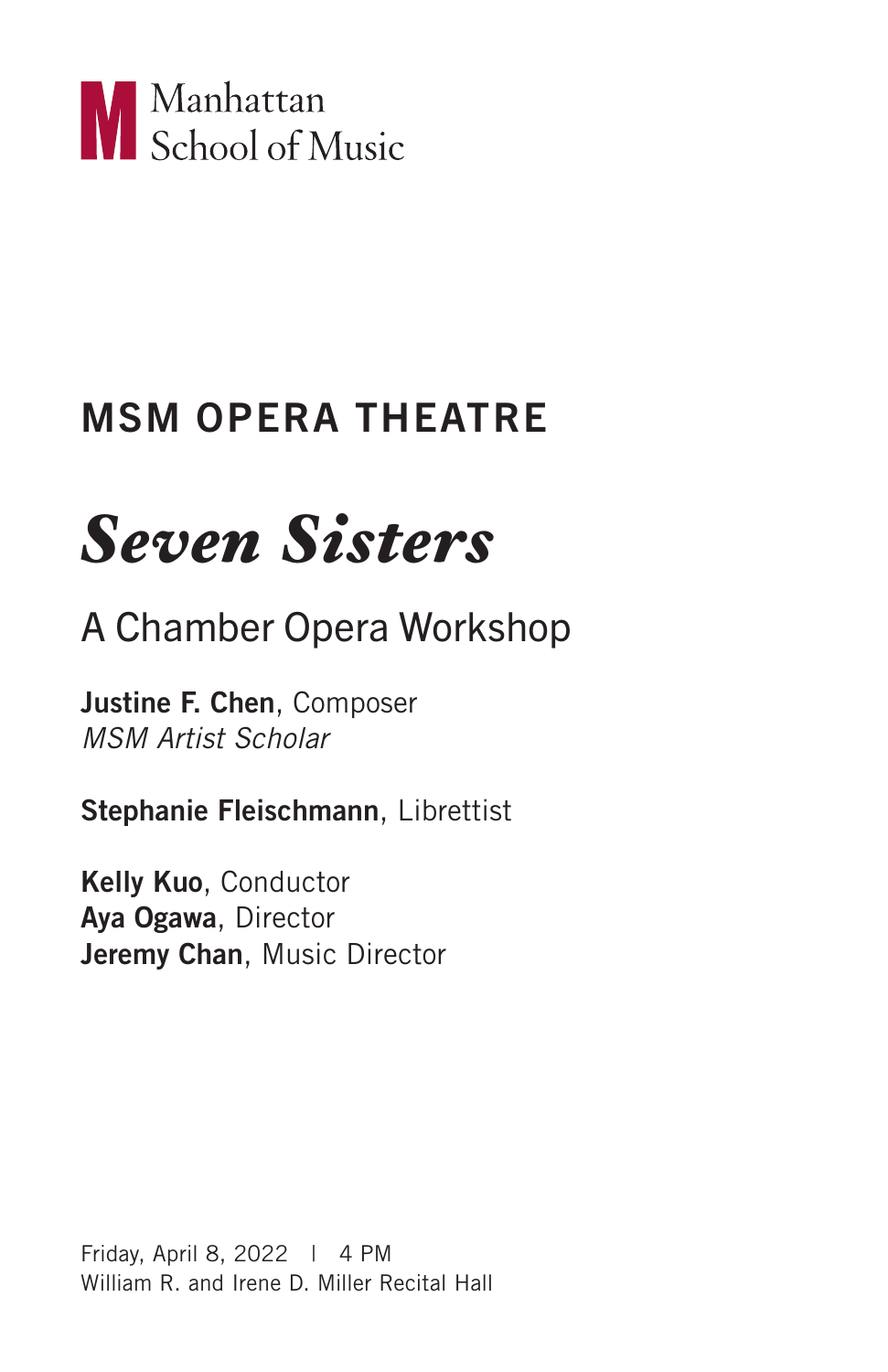Manhattan School of Music

## MSM OPERA THEATRE

# *Seven Sisters*

### A Chamber Opera Workshop

**Justine F. Chen**, Composer
*MSM Artist Scholar*

**Stephanie Fleischmann**, Librettist

**Kelly Kuo**, Conductor
**Aya Ogawa**, Director
**Jeremy Chan**, Music Director

Friday, April 8, 2022 | 4 PM
William R. and Irene D. Miller Recital Hall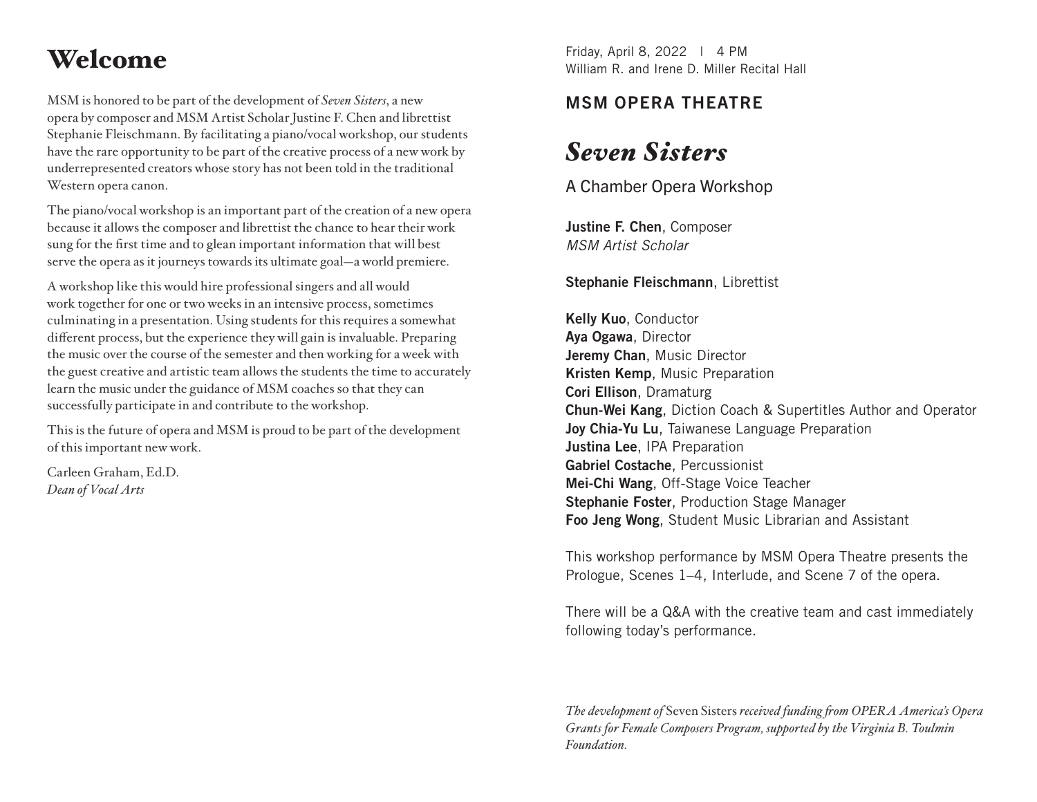# Welcome

MSM is honored to be part of the development of *Seven Sisters*, a new opera by composer and MSM Artist Scholar Justine F. Chen and librettist Stephanie Fleischmann. By facilitating a piano/vocal workshop, our students have the rare opportunity to be part of the creative process of a new work by underrepresented creators whose story has not been told in the traditional Western opera canon.

The piano/vocal workshop is an important part of the creation of a new opera because it allows the composer and librettist the chance to hear their work sung for the first time and to glean important information that will best serve the opera as it journeys towards its ultimate goal—a world premiere.

A workshop like this would hire professional singers and all would work together for one or two weeks in an intensive process, sometimes culminating in a presentation. Using students for this requires a somewhat different process, but the experience they will gain is invaluable. Preparing the music over the course of the semester and then working for a week with the guest creative and artistic team allows the students the time to accurately learn the music under the guidance of MSM coaches so that they can successfully participate in and contribute to the workshop.

This is the future of opera and MSM is proud to be part of the development of this important new work.

Carleen Graham, Ed.D.
*Dean of Vocal Arts*

Friday, April 8, 2022 | 4 PM
William R. and Irene D. Miller Recital Hall

## MSM OPERA THEATRE

# *Seven Sisters*

A Chamber Opera Workshop

**Justine F. Chen**, Composer
*MSM Artist Scholar*

**Stephanie Fleischmann**, Librettist

**Kelly Kuo**, Conductor
**Aya Ogawa**, Director
**Jeremy Chan**, Music Director
**Kristen Kemp**, Music Preparation
**Cori Ellison**, Dramaturg
**Chun-Wei Kang**, Diction Coach & Supertitles Author and Operator
**Joy Chia-Yu Lu**, Taiwanese Language Preparation
**Justina Lee**, IPA Preparation
**Gabriel Costache**, Percussionist
**Mei-Chi Wang**, Off-Stage Voice Teacher
**Stephanie Foster**, Production Stage Manager
**Foo Jeng Wong**, Student Music Librarian and Assistant

This workshop performance by MSM Opera Theatre presents the Prologue, Scenes 1–4, Interlude, and Scene 7 of the opera.

There will be a Q&A with the creative team and cast immediately following today's performance.

*The development of* Seven Sisters *received funding from OPERA America's Opera Grants for Female Composers Program, supported by the Virginia B. Toulmin Foundation.*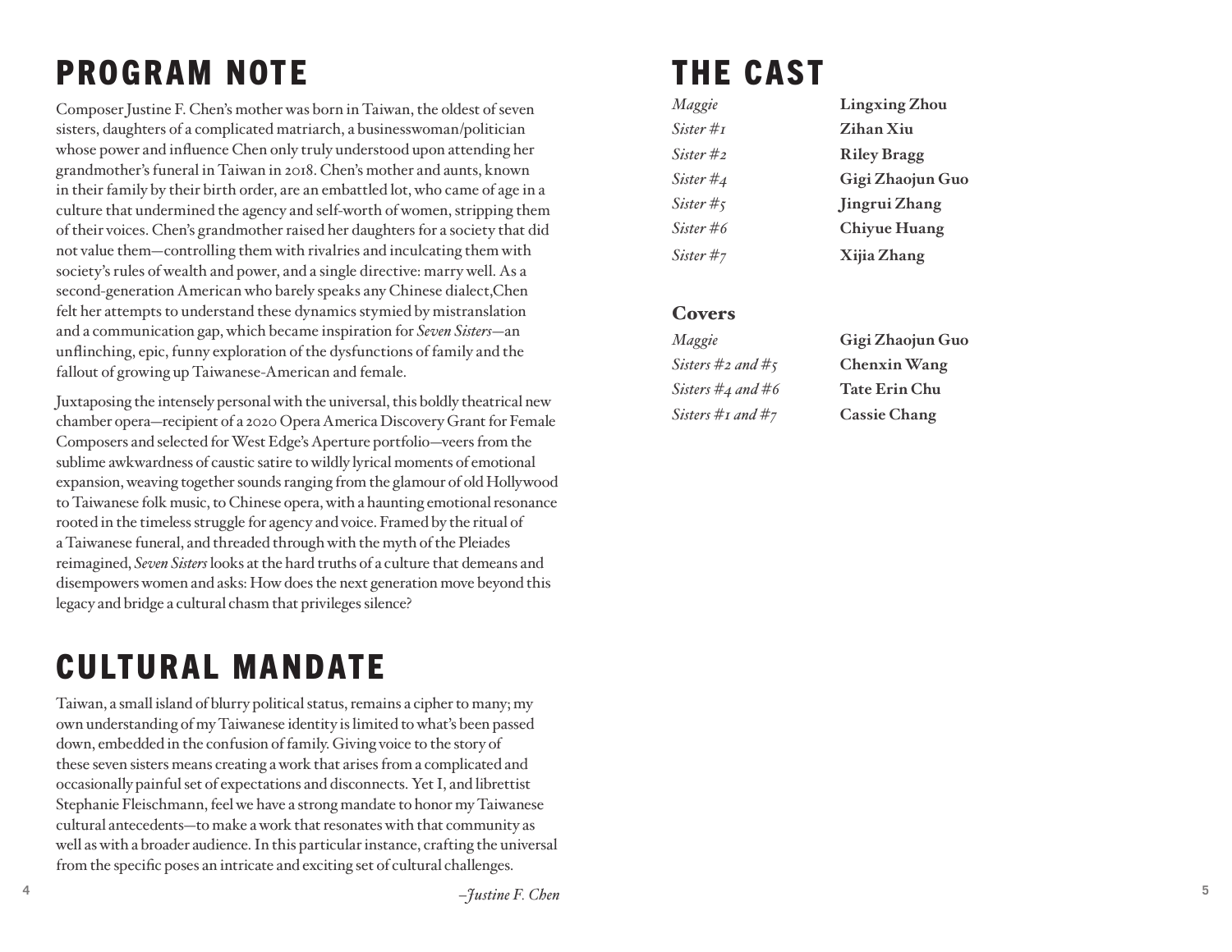# PROGRAM NOTE

Composer Justine F. Chen's mother was born in Taiwan, the oldest of seven sisters, daughters of a complicated matriarch, a businesswoman/politician whose power and influence Chen only truly understood upon attending her grandmother's funeral in Taiwan in 2018. Chen's mother and aunts, known in their family by their birth order, are an embattled lot, who came of age in a culture that undermined the agency and self-worth of women, stripping them of their voices. Chen's grandmother raised her daughters for a society that did not value them—controlling them with rivalries and inculcating them with society's rules of wealth and power, and a single directive: marry well. As a second-generation American who barely speaks any Chinese dialect,Chen felt her attempts to understand these dynamics stymied by mistranslation and a communication gap, which became inspiration for *Seven Sisters*—an unflinching, epic, funny exploration of the dysfunctions of family and the fallout of growing up Taiwanese-American and female.

Juxtaposing the intensely personal with the universal, this boldly theatrical new chamber opera—recipient of a 2020 Opera America Discovery Grant for Female Composers and selected for West Edge's Aperture portfolio—veers from the sublime awkwardness of caustic satire to wildly lyrical moments of emotional expansion, weaving together sounds ranging from the glamour of old Hollywood to Taiwanese folk music, to Chinese opera, with a haunting emotional resonance rooted in the timeless struggle for agency and voice. Framed by the ritual of a Taiwanese funeral, and threaded through with the myth of the Pleiades reimagined, *Seven Sisters* looks at the hard truths of a culture that demeans and disempowers women and asks: How does the next generation move beyond this legacy and bridge a cultural chasm that privileges silence?

# CULTURAL MANDATE

Taiwan, a small island of blurry political status, remains a cipher to many; my own understanding of my Taiwanese identity is limited to what's been passed down, embedded in the confusion of family. Giving voice to the story of these seven sisters means creating a work that arises from a complicated and occasionally painful set of expectations and disconnects. Yet I, and librettist Stephanie Fleischmann, feel we have a strong mandate to honor my Taiwanese cultural antecedents—to make a work that resonates with that community as well as with a broader audience. In this particular instance, crafting the universal from the specific poses an intricate and exciting set of cultural challenges.

*–Justine F. Chen*

# THE CAST

| | |
|---|---|
| *Maggie* | **Lingxing Zhou** |
| *Sister #1* | **Zihan Xiu** |
| *Sister #2* | **Riley Bragg** |
| *Sister #4* | **Gigi Zhaojun Guo** |
| *Sister #5* | **Jingrui Zhang** |
| *Sister #6* | **Chiyue Huang** |
| *Sister #7* | **Xijia Zhang** |

### Covers

| | |
|---|---|
| *Maggie* | **Gigi Zhaojun Guo** |
| *Sisters #2 and #5* | **Chenxin Wang** |
| *Sisters #4 and #6* | **Tate Erin Chu** |
| *Sisters #1 and #7* | **Cassie Chang** |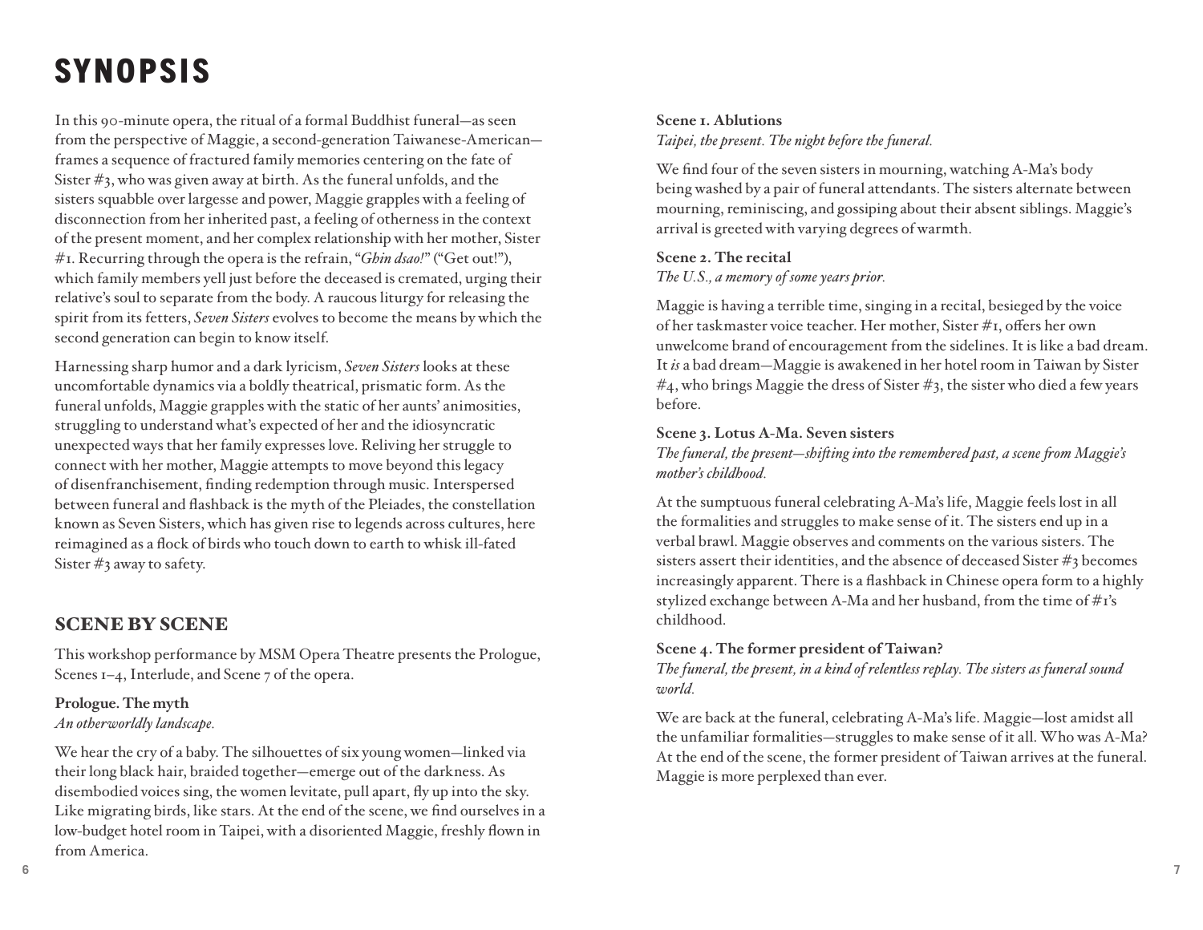# SYNOPSIS

In this 90-minute opera, the ritual of a formal Buddhist funeral—as seen from the perspective of Maggie, a second-generation Taiwanese-American—frames a sequence of fractured family memories centering on the fate of Sister #3, who was given away at birth. As the funeral unfolds, and the sisters squabble over largesse and power, Maggie grapples with a feeling of disconnection from her inherited past, a feeling of otherness in the context of the present moment, and her complex relationship with her mother, Sister #1. Recurring through the opera is the refrain, "*Ghin dsao!*" ("Get out!"), which family members yell just before the deceased is cremated, urging their relative's soul to separate from the body. A raucous liturgy for releasing the spirit from its fetters, *Seven Sisters* evolves to become the means by which the second generation can begin to know itself.

Harnessing sharp humor and a dark lyricism, *Seven Sisters* looks at these uncomfortable dynamics via a boldly theatrical, prismatic form. As the funeral unfolds, Maggie grapples with the static of her aunts' animosities, struggling to understand what's expected of her and the idiosyncratic unexpected ways that her family expresses love. Reliving her struggle to connect with her mother, Maggie attempts to move beyond this legacy of disenfranchisement, finding redemption through music. Interspersed between funeral and flashback is the myth of the Pleiades, the constellation known as Seven Sisters, which has given rise to legends across cultures, here reimagined as a flock of birds who touch down to earth to whisk ill-fated Sister #3 away to safety.

## SCENE BY SCENE

This workshop performance by MSM Opera Theatre presents the Prologue, Scenes 1–4, Interlude, and Scene 7 of the opera.

**Prologue. The myth**
*An otherworldly landscape.*

We hear the cry of a baby. The silhouettes of six young women—linked via their long black hair, braided together—emerge out of the darkness. As disembodied voices sing, the women levitate, pull apart, fly up into the sky. Like migrating birds, like stars. At the end of the scene, we find ourselves in a low-budget hotel room in Taipei, with a disoriented Maggie, freshly flown in from America.

**Scene 1. Ablutions**
*Taipei, the present. The night before the funeral.*

We find four of the seven sisters in mourning, watching A-Ma's body being washed by a pair of funeral attendants. The sisters alternate between mourning, reminiscing, and gossiping about their absent siblings. Maggie's arrival is greeted with varying degrees of warmth.

**Scene 2. The recital**
*The U.S., a memory of some years prior.*

Maggie is having a terrible time, singing in a recital, besieged by the voice of her taskmaster voice teacher. Her mother, Sister #1, offers her own unwelcome brand of encouragement from the sidelines. It is like a bad dream. It *is* a bad dream—Maggie is awakened in her hotel room in Taiwan by Sister #4, who brings Maggie the dress of Sister #3, the sister who died a few years before.

**Scene 3. Lotus A-Ma. Seven sisters**
*The funeral, the present—shifting into the remembered past, a scene from Maggie's mother's childhood.*

At the sumptuous funeral celebrating A-Ma's life, Maggie feels lost in all the formalities and struggles to make sense of it. The sisters end up in a verbal brawl. Maggie observes and comments on the various sisters. The sisters assert their identities, and the absence of deceased Sister #3 becomes increasingly apparent. There is a flashback in Chinese opera form to a highly stylized exchange between A-Ma and her husband, from the time of #1's childhood.

**Scene 4. The former president of Taiwan?**
*The funeral, the present, in a kind of relentless replay. The sisters as funeral sound world.*

We are back at the funeral, celebrating A-Ma's life. Maggie—lost amidst all the unfamiliar formalities—struggles to make sense of it all. Who was A-Ma? At the end of the scene, the former president of Taiwan arrives at the funeral. Maggie is more perplexed than ever.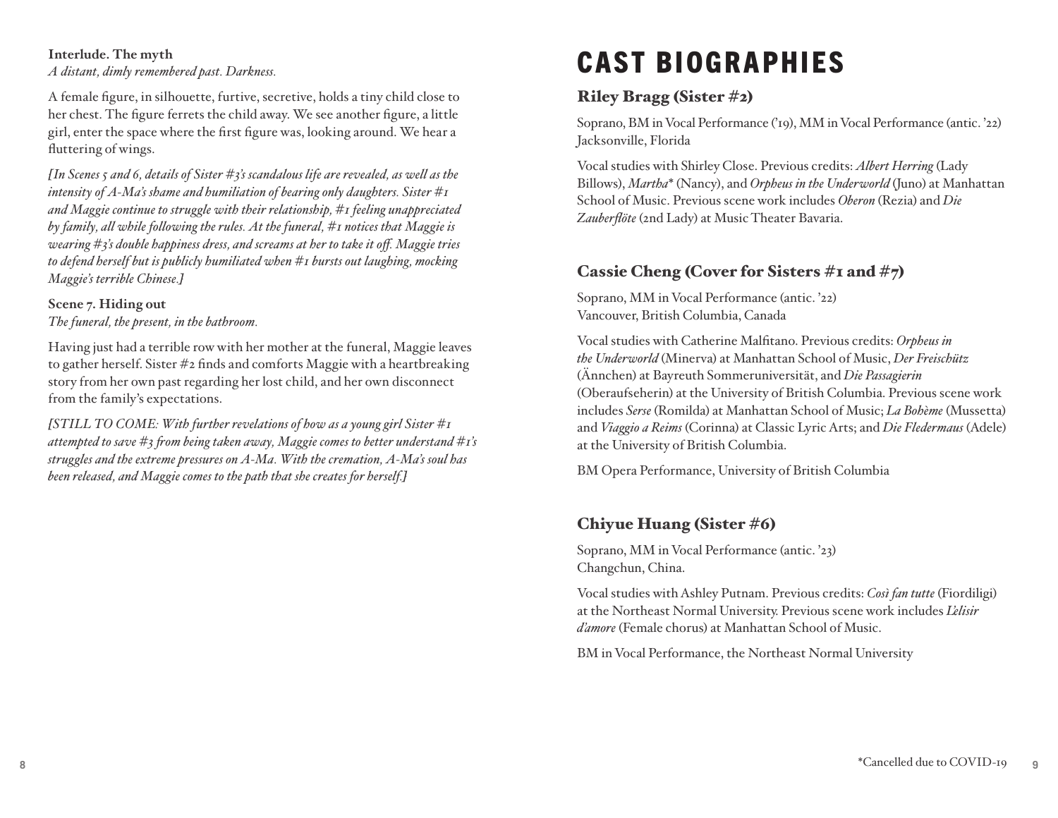**Interlude. The myth**
*A distant, dimly remembered past. Darkness.*

A female figure, in silhouette, furtive, secretive, holds a tiny child close to her chest. The figure ferrets the child away. We see another figure, a little girl, enter the space where the first figure was, looking around. We hear a fluttering of wings.

*[In Scenes 5 and 6, details of Sister #3's scandalous life are revealed, as well as the intensity of A-Ma's shame and humiliation of bearing only daughters. Sister #1 and Maggie continue to struggle with their relationship, #1 feeling unappreciated by family, all while following the rules. At the funeral, #1 notices that Maggie is wearing #3's double happiness dress, and screams at her to take it off. Maggie tries to defend herself but is publicly humiliated when #1 bursts out laughing, mocking Maggie's terrible Chinese.]*

**Scene 7. Hiding out**
*The funeral, the present, in the bathroom.*

Having just had a terrible row with her mother at the funeral, Maggie leaves to gather herself. Sister #2 finds and comforts Maggie with a heartbreaking story from her own past regarding her lost child, and her own disconnect from the family's expectations.

*[STILL TO COME: With further revelations of how as a young girl Sister #1 attempted to save #3 from being taken away, Maggie comes to better understand #1's struggles and the extreme pressures on A-Ma. With the cremation, A-Ma's soul has been released, and Maggie comes to the path that she creates for herself.]*

# CAST BIOGRAPHIES

## Riley Bragg (Sister #2)

Soprano, BM in Vocal Performance ('19), MM in Vocal Performance (antic. '22)
Jacksonville, Florida

Vocal studies with Shirley Close. Previous credits: *Albert Herring* (Lady Billows), *Martha** (Nancy), and *Orpheus in the Underworld* (Juno) at Manhattan School of Music. Previous scene work includes *Oberon* (Rezia) and *Die Zauberflöte* (2nd Lady) at Music Theater Bavaria.

## Cassie Cheng (Cover for Sisters #1 and #7)

Soprano, MM in Vocal Performance (antic. '22)
Vancouver, British Columbia, Canada

Vocal studies with Catherine Malfitano. Previous credits: *Orpheus in the Underworld* (Minerva) at Manhattan School of Music, *Der Freischütz* (Ännchen) at Bayreuth Sommeruniversität, and *Die Passagierin* (Oberaufseherin) at the University of British Columbia. Previous scene work includes *Serse* (Romilda) at Manhattan School of Music; *La Bohème* (Mussetta) and *Viaggio a Reims* (Corinna) at Classic Lyric Arts; and *Die Fledermaus* (Adele) at the University of British Columbia.

BM Opera Performance, University of British Columbia

## Chiyue Huang (Sister #6)

Soprano, MM in Vocal Performance (antic. '23)
Changchun, China.

Vocal studies with Ashley Putnam. Previous credits: *Così fan tutte* (Fiordiligi) at the Northeast Normal University. Previous scene work includes *L'elisir d'amore* (Female chorus) at Manhattan School of Music.

BM in Vocal Performance, the Northeast Normal University

*Cancelled due to COVID-19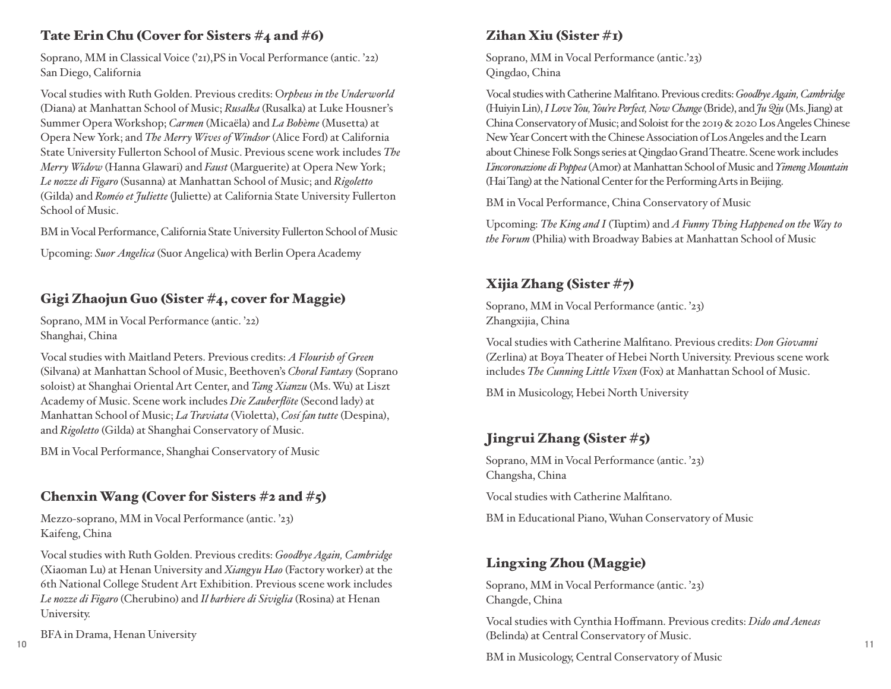### Tate Erin Chu (Cover for Sisters #4 and #6)

Soprano, MM in Classical Voice ('21),PS in Vocal Performance (antic. '22)
San Diego, California

Vocal studies with Ruth Golden. Previous credits: *Orpheus in the Underworld* (Diana) at Manhattan School of Music; *Rusalka* (Rusalka) at Luke Housner's Summer Opera Workshop; *Carmen* (Micaëla) and *La Bohème* (Musetta) at Opera New York; and *The Merry Wives of Windsor* (Alice Ford) at California State University Fullerton School of Music. Previous scene work includes *The Merry Widow* (Hanna Glawari) and *Faust* (Marguerite) at Opera New York; *Le nozze di Figaro* (Susanna) at Manhattan School of Music; and *Rigoletto* (Gilda) and *Roméo et Juliette* (Juliette) at California State University Fullerton School of Music.

BM in Vocal Performance, California State University Fullerton School of Music

Upcoming: *Suor Angelica* (Suor Angelica) with Berlin Opera Academy

### Gigi Zhaojun Guo (Sister #4, cover for Maggie)

Soprano, MM in Vocal Performance (antic. '22)
Shanghai, China

Vocal studies with Maitland Peters. Previous credits: *A Flourish of Green* (Silvana) at Manhattan School of Music, Beethoven's *Choral Fantasy* (Soprano soloist) at Shanghai Oriental Art Center, and *Tang Xianzu* (Ms. Wu) at Liszt Academy of Music. Scene work includes *Die Zauberflöte* (Second lady) at Manhattan School of Music; *La Traviata* (Violetta), *Così fan tutte* (Despina), and *Rigoletto* (Gilda) at Shanghai Conservatory of Music.

BM in Vocal Performance, Shanghai Conservatory of Music

### Chenxin Wang (Cover for Sisters #2 and #5)

Mezzo-soprano, MM in Vocal Performance (antic. '23)
Kaifeng, China

Vocal studies with Ruth Golden. Previous credits: *Goodbye Again, Cambridge* (Xiaoman Lu) at Henan University and *Xiangyu Hao* (Factory worker) at the 6th National College Student Art Exhibition. Previous scene work includes *Le nozze di Figaro* (Cherubino) and *Il barbiere di Siviglia* (Rosina) at Henan University.

BFA in Drama, Henan University

### Zihan Xiu (Sister #1)

Soprano, MM in Vocal Performance (antic.'23)
Qingdao, China

Vocal studies with Catherine Malfitano. Previous credits: *Goodbye Again, Cambridge* (Huiyin Lin), *I Love You, You're Perfect, Now Change* (Bride), and *Ju Qiu* (Ms. Jiang) at China Conservatory of Music; and Soloist for the 2019 & 2020 Los Angeles Chinese New Year Concert with the Chinese Association of Los Angeles and the Learn about Chinese Folk Songs series at Qingdao Grand Theatre. Scene work includes *L'incoronazione di Poppea* (Amor) at Manhattan School of Music and *Yimeng Mountain* (Hai Tang) at the National Center for the Performing Arts in Beijing.

BM in Vocal Performance, China Conservatory of Music

Upcoming: *The King and I* (Tuptim) and *A Funny Thing Happened on the Way to the Forum* (Philia) with Broadway Babies at Manhattan School of Music

### Xijia Zhang (Sister #7)

Soprano, MM in Vocal Performance (antic. '23)
Zhangxijia, China

Vocal studies with Catherine Malfitano. Previous credits: *Don Giovanni* (Zerlina) at Boya Theater of Hebei North University. Previous scene work includes *The Cunning Little Vixen* (Fox) at Manhattan School of Music.

BM in Musicology, Hebei North University

### Jingrui Zhang (Sister #5)

Soprano, MM in Vocal Performance (antic. '23)
Changsha, China

Vocal studies with Catherine Malfitano.

BM in Educational Piano, Wuhan Conservatory of Music

### Lingxing Zhou (Maggie)

Soprano, MM in Vocal Performance (antic. '23)
Changde, China

Vocal studies with Cynthia Hoffmann. Previous credits: *Dido and Aeneas* (Belinda) at Central Conservatory of Music.

BM in Musicology, Central Conservatory of Music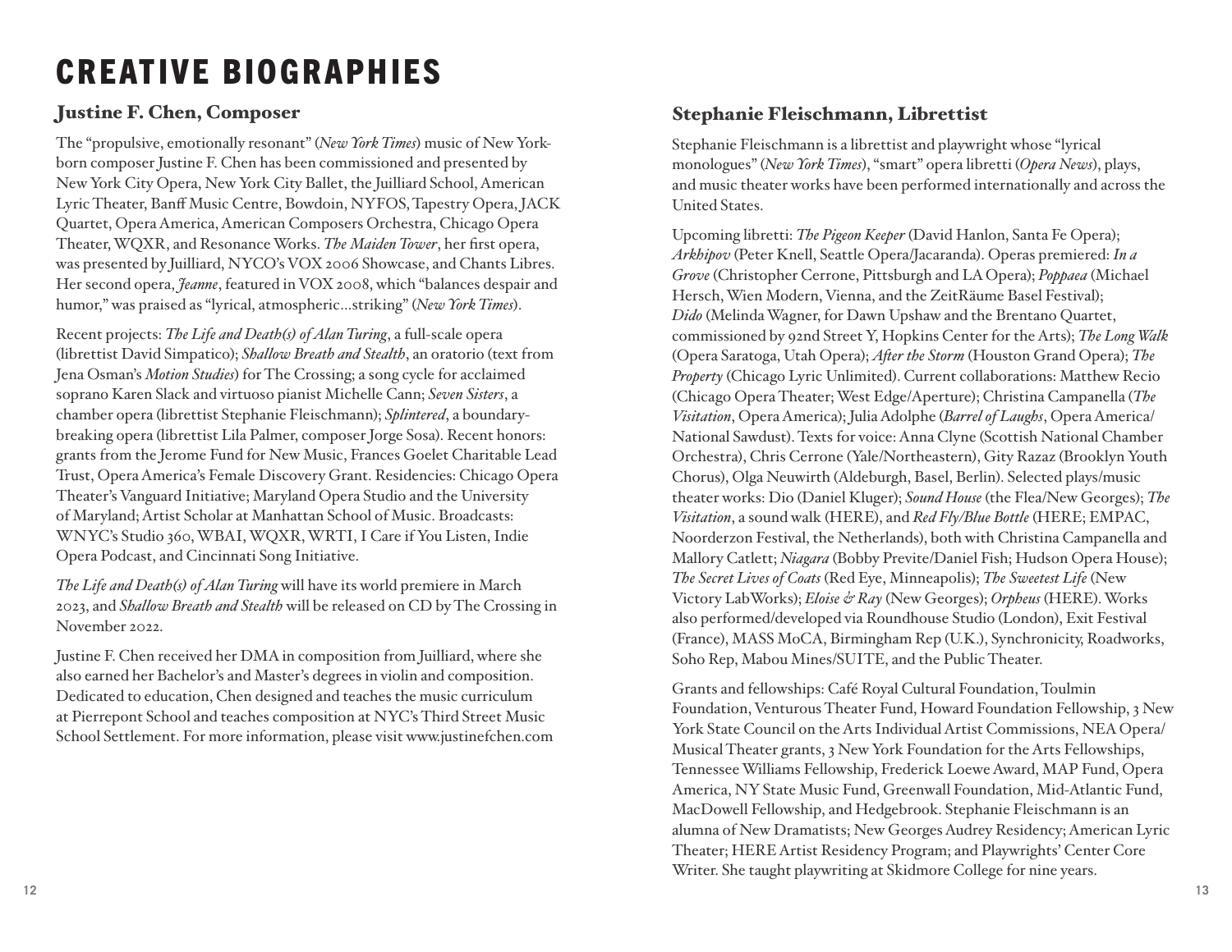# CREATIVE BIOGRAPHIES

## Justine F. Chen, Composer

The "propulsive, emotionally resonant" (*New York Times*) music of New York-born composer Justine F. Chen has been commissioned and presented by New York City Opera, New York City Ballet, the Juilliard School, American Lyric Theater, Banff Music Centre, Bowdoin, NYFOS, Tapestry Opera, JACK Quartet, Opera America, American Composers Orchestra, Chicago Opera Theater, WQXR, and Resonance Works. *The Maiden Tower*, her first opera, was presented by Juilliard, NYCO's VOX 2006 Showcase, and Chants Libres. Her second opera, *Jeanne*, featured in VOX 2008, which "balances despair and humor," was praised as "lyrical, atmospheric…striking" (*New York Times*).

Recent projects: *The Life and Death(s) of Alan Turing*, a full-scale opera (librettist David Simpatico); *Shallow Breath and Stealth*, an oratorio (text from Jena Osman's *Motion Studies*) for The Crossing; a song cycle for acclaimed soprano Karen Slack and virtuoso pianist Michelle Cann; *Seven Sisters*, a chamber opera (librettist Stephanie Fleischmann); *Splintered*, a boundary-breaking opera (librettist Lila Palmer, composer Jorge Sosa). Recent honors: grants from the Jerome Fund for New Music, Frances Goelet Charitable Lead Trust, Opera America's Female Discovery Grant. Residencies: Chicago Opera Theater's Vanguard Initiative; Maryland Opera Studio and the University of Maryland; Artist Scholar at Manhattan School of Music. Broadcasts: WNYC's Studio 360, WBAI, WQXR, WRTI, I Care if You Listen, Indie Opera Podcast, and Cincinnati Song Initiative.

*The Life and Death(s) of Alan Turing* will have its world premiere in March 2023, and *Shallow Breath and Stealth* will be released on CD by The Crossing in November 2022.

Justine F. Chen received her DMA in composition from Juilliard, where she also earned her Bachelor's and Master's degrees in violin and composition. Dedicated to education, Chen designed and teaches the music curriculum at Pierrepont School and teaches composition at NYC's Third Street Music School Settlement. For more information, please visit www.justinefchen.com

## Stephanie Fleischmann, Librettist

Stephanie Fleischmann is a librettist and playwright whose "lyrical monologues" (*New York Times*), "smart" opera libretti (*Opera News*), plays, and music theater works have been performed internationally and across the United States.

Upcoming libretti: *The Pigeon Keeper* (David Hanlon, Santa Fe Opera); *Arkhipov* (Peter Knell, Seattle Opera/Jacaranda). Operas premiered: *In a Grove* (Christopher Cerrone, Pittsburgh and LA Opera); *Poppaea* (Michael Hersch, Wien Modern, Vienna, and the ZeitRäume Basel Festival); *Dido* (Melinda Wagner, for Dawn Upshaw and the Brentano Quartet, commissioned by 92nd Street Y, Hopkins Center for the Arts); *The Long Walk* (Opera Saratoga, Utah Opera); *After the Storm* (Houston Grand Opera); *The Property* (Chicago Lyric Unlimited). Current collaborations: Matthew Recio (Chicago Opera Theater; West Edge/Aperture); Christina Campanella (*The Visitation*, Opera America); Julia Adolphe (*Barrel of Laughs*, Opera America/National Sawdust). Texts for voice: Anna Clyne (Scottish National Chamber Orchestra), Chris Cerrone (Yale/Northeastern), Gity Razaz (Brooklyn Youth Chorus), Olga Neuwirth (Aldeburgh, Basel, Berlin). Selected plays/music theater works: Dio (Daniel Kluger); *Sound House* (the Flea/New Georges); *The Visitation*, a sound walk (HERE), and *Red Fly/Blue Bottle* (HERE; EMPAC, Noorderzon Festival, the Netherlands), both with Christina Campanella and Mallory Catlett; *Niagara* (Bobby Previte/Daniel Fish; Hudson Opera House); *The Secret Lives of Coats* (Red Eye, Minneapolis); *The Sweetest Life* (New Victory LabWorks); *Eloise & Ray* (New Georges); *Orpheus* (HERE). Works also performed/developed via Roundhouse Studio (London), Exit Festival (France), MASS MoCA, Birmingham Rep (U.K.), Synchronicity, Roadworks, Soho Rep, Mabou Mines/SUITE, and the Public Theater.

Grants and fellowships: Café Royal Cultural Foundation, Toulmin Foundation, Venturous Theater Fund, Howard Foundation Fellowship, 3 New York State Council on the Arts Individual Artist Commissions, NEA Opera/Musical Theater grants, 3 New York Foundation for the Arts Fellowships, Tennessee Williams Fellowship, Frederick Loewe Award, MAP Fund, Opera America, NY State Music Fund, Greenwall Foundation, Mid-Atlantic Fund, MacDowell Fellowship, and Hedgebrook. Stephanie Fleischmann is an alumna of New Dramatists; New Georges Audrey Residency; American Lyric Theater; HERE Artist Residency Program; and Playwrights' Center Core Writer. She taught playwriting at Skidmore College for nine years.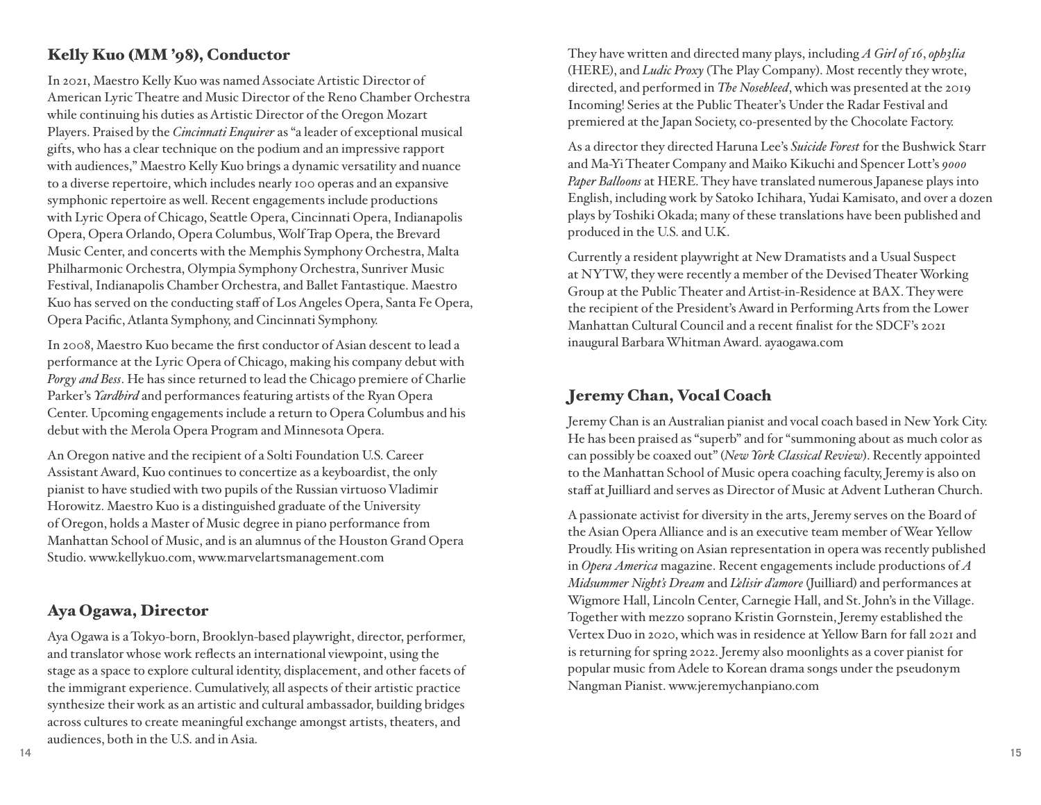## Kelly Kuo (MM '98), Conductor

In 2021, Maestro Kelly Kuo was named Associate Artistic Director of American Lyric Theatre and Music Director of the Reno Chamber Orchestra while continuing his duties as Artistic Director of the Oregon Mozart Players. Praised by the *Cincinnati Enquirer* as "a leader of exceptional musical gifts, who has a clear technique on the podium and an impressive rapport with audiences," Maestro Kelly Kuo brings a dynamic versatility and nuance to a diverse repertoire, which includes nearly 100 operas and an expansive symphonic repertoire as well. Recent engagements include productions with Lyric Opera of Chicago, Seattle Opera, Cincinnati Opera, Indianapolis Opera, Opera Orlando, Opera Columbus, Wolf Trap Opera, the Brevard Music Center, and concerts with the Memphis Symphony Orchestra, Malta Philharmonic Orchestra, Olympia Symphony Orchestra, Sunriver Music Festival, Indianapolis Chamber Orchestra, and Ballet Fantastique. Maestro Kuo has served on the conducting staff of Los Angeles Opera, Santa Fe Opera, Opera Pacific, Atlanta Symphony, and Cincinnati Symphony.

In 2008, Maestro Kuo became the first conductor of Asian descent to lead a performance at the Lyric Opera of Chicago, making his company debut with *Porgy and Bess*. He has since returned to lead the Chicago premiere of Charlie Parker's *Yardbird* and performances featuring artists of the Ryan Opera Center. Upcoming engagements include a return to Opera Columbus and his debut with the Merola Opera Program and Minnesota Opera.

An Oregon native and the recipient of a Solti Foundation U.S. Career Assistant Award, Kuo continues to concertize as a keyboardist, the only pianist to have studied with two pupils of the Russian virtuoso Vladimir Horowitz. Maestro Kuo is a distinguished graduate of the University of Oregon, holds a Master of Music degree in piano performance from Manhattan School of Music, and is an alumnus of the Houston Grand Opera Studio. www.kellykuo.com, www.marvelartsmanagement.com

## Aya Ogawa, Director

Aya Ogawa is a Tokyo-born, Brooklyn-based playwright, director, performer, and translator whose work reflects an international viewpoint, using the stage as a space to explore cultural identity, displacement, and other facets of the immigrant experience. Cumulatively, all aspects of their artistic practice synthesize their work as an artistic and cultural ambassador, building bridges across cultures to create meaningful exchange amongst artists, theaters, and audiences, both in the U.S. and in Asia.

They have written and directed many plays, including *A Girl of 16*, *oph3lia* (HERE), and *Ludic Proxy* (The Play Company). Most recently they wrote, directed, and performed in *The Nosebleed*, which was presented at the 2019 Incoming! Series at the Public Theater's Under the Radar Festival and premiered at the Japan Society, co-presented by the Chocolate Factory.

As a director they directed Haruna Lee's *Suicide Forest* for the Bushwick Starr and Ma-Yi Theater Company and Maiko Kikuchi and Spencer Lott's *9000 Paper Balloons* at HERE. They have translated numerous Japanese plays into English, including work by Satoko Ichihara, Yudai Kamisato, and over a dozen plays by Toshiki Okada; many of these translations have been published and produced in the U.S. and U.K.

Currently a resident playwright at New Dramatists and a Usual Suspect at NYTW, they were recently a member of the Devised Theater Working Group at the Public Theater and Artist-in-Residence at BAX. They were the recipient of the President's Award in Performing Arts from the Lower Manhattan Cultural Council and a recent finalist for the SDCF's 2021 inaugural Barbara Whitman Award. ayaogawa.com

## Jeremy Chan, Vocal Coach

Jeremy Chan is an Australian pianist and vocal coach based in New York City. He has been praised as "superb" and for "summoning about as much color as can possibly be coaxed out" (*New York Classical Review*). Recently appointed to the Manhattan School of Music opera coaching faculty, Jeremy is also on staff at Juilliard and serves as Director of Music at Advent Lutheran Church.

A passionate activist for diversity in the arts, Jeremy serves on the Board of the Asian Opera Alliance and is an executive team member of Wear Yellow Proudly. His writing on Asian representation in opera was recently published in *Opera America* magazine. Recent engagements include productions of *A Midsummer Night's Dream* and *L'elisir d'amore* (Juilliard) and performances at Wigmore Hall, Lincoln Center, Carnegie Hall, and St. John's in the Village. Together with mezzo soprano Kristin Gornstein, Jeremy established the Vertex Duo in 2020, which was in residence at Yellow Barn for fall 2021 and is returning for spring 2022. Jeremy also moonlights as a cover pianist for popular music from Adele to Korean drama songs under the pseudonym Nangman Pianist. www.jeremychanpiano.com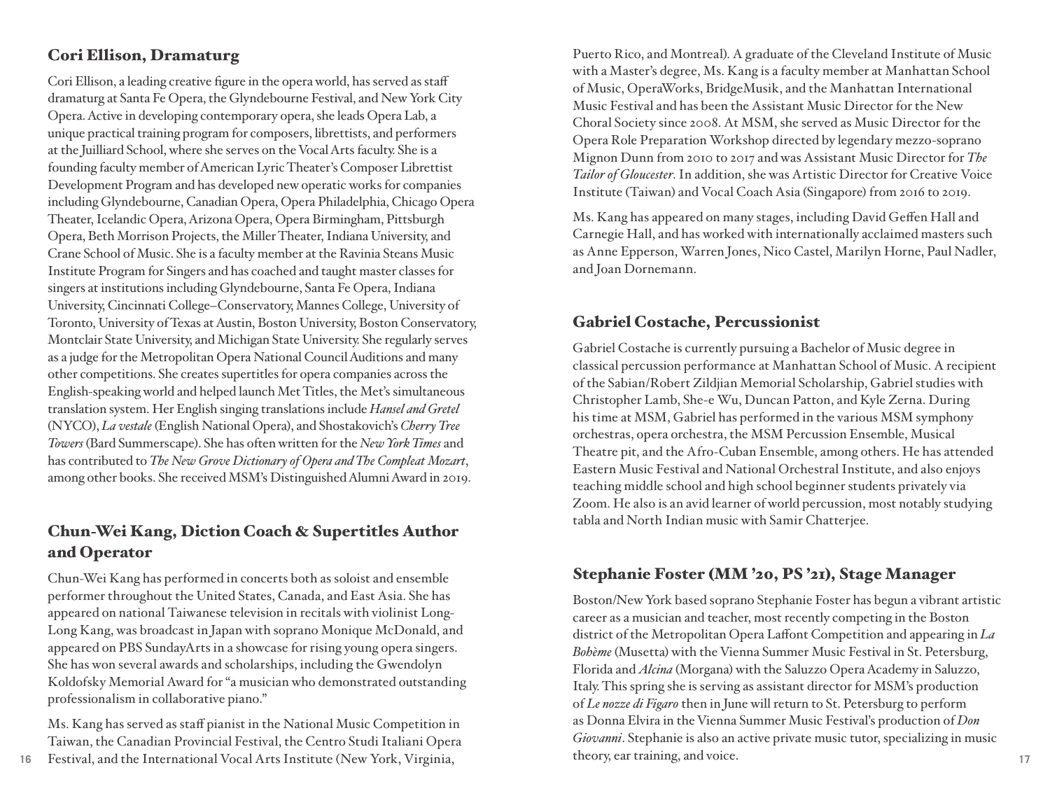## Cori Ellison, Dramaturg

Cori Ellison, a leading creative figure in the opera world, has served as staff dramaturg at Santa Fe Opera, the Glyndebourne Festival, and New York City Opera. Active in developing contemporary opera, she leads Opera Lab, a unique practical training program for composers, librettists, and performers at the Juilliard School, where she serves on the Vocal Arts faculty. She is a founding faculty member of American Lyric Theater's Composer Librettist Development Program and has developed new operatic works for companies including Glyndebourne, Canadian Opera, Opera Philadelphia, Chicago Opera Theater, Icelandic Opera, Arizona Opera, Opera Birmingham, Pittsburgh Opera, Beth Morrison Projects, the Miller Theater, Indiana University, and Crane School of Music. She is a faculty member at the Ravinia Steans Music Institute Program for Singers and has coached and taught master classes for singers at institutions including Glyndebourne, Santa Fe Opera, Indiana University, Cincinnati College–Conservatory, Mannes College, University of Toronto, University of Texas at Austin, Boston University, Boston Conservatory, Montclair State University, and Michigan State University. She regularly serves as a judge for the Metropolitan Opera National Council Auditions and many other competitions. She creates supertitles for opera companies across the English-speaking world and helped launch Met Titles, the Met's simultaneous translation system. Her English singing translations include *Hansel and Gretel* (NYCO), *La vestale* (English National Opera), and Shostakovich's *Cherry Tree Towers* (Bard Summerscape). She has often written for the *New York Times* and has contributed to *The New Grove Dictionary of Opera and The Compleat Mozart*, among other books. She received MSM's Distinguished Alumni Award in 2019.

## Chun-Wei Kang, Diction Coach & Supertitles Author and Operator

Chun-Wei Kang has performed in concerts both as soloist and ensemble performer throughout the United States, Canada, and East Asia. She has appeared on national Taiwanese television in recitals with violinist Long-Long Kang, was broadcast in Japan with soprano Monique McDonald, and appeared on PBS SundayArts in a showcase for rising young opera singers. She has won several awards and scholarships, including the Gwendolyn Koldofsky Memorial Award for "a musician who demonstrated outstanding professionalism in collaborative piano."

Ms. Kang has served as staff pianist in the National Music Competition in Taiwan, the Canadian Provincial Festival, the Centro Studi Italiani Opera Festival, and the International Vocal Arts Institute (New York, Virginia, Puerto Rico, and Montreal). A graduate of the Cleveland Institute of Music with a Master's degree, Ms. Kang is a faculty member at Manhattan School of Music, OperaWorks, BridgeMusik, and the Manhattan International Music Festival and has been the Assistant Music Director for the New Choral Society since 2008. At MSM, she served as Music Director for the Opera Role Preparation Workshop directed by legendary mezzo-soprano Mignon Dunn from 2010 to 2017 and was Assistant Music Director for *The Tailor of Gloucester*. In addition, she was Artistic Director for Creative Voice Institute (Taiwan) and Vocal Coach Asia (Singapore) from 2016 to 2019.

Ms. Kang has appeared on many stages, including David Geffen Hall and Carnegie Hall, and has worked with internationally acclaimed masters such as Anne Epperson, Warren Jones, Nico Castel, Marilyn Horne, Paul Nadler, and Joan Dornemann.

## Gabriel Costache, Percussionist

Gabriel Costache is currently pursuing a Bachelor of Music degree in classical percussion performance at Manhattan School of Music. A recipient of the Sabian/Robert Zildjian Memorial Scholarship, Gabriel studies with Christopher Lamb, She-e Wu, Duncan Patton, and Kyle Zerna. During his time at MSM, Gabriel has performed in the various MSM symphony orchestras, opera orchestra, the MSM Percussion Ensemble, Musical Theatre pit, and the Afro-Cuban Ensemble, among others. He has attended Eastern Music Festival and National Orchestral Institute, and also enjoys teaching middle school and high school beginner students privately via Zoom. He also is an avid learner of world percussion, most notably studying tabla and North Indian music with Samir Chatterjee.

## Stephanie Foster (MM '20, PS '21), Stage Manager

Boston/New York based soprano Stephanie Foster has begun a vibrant artistic career as a musician and teacher, most recently competing in the Boston district of the Metropolitan Opera Laffont Competition and appearing in *La Bohème* (Musetta) with the Vienna Summer Music Festival in St. Petersburg, Florida and *Alcina* (Morgana) with the Saluzzo Opera Academy in Saluzzo, Italy. This spring she is serving as assistant director for MSM's production of *Le nozze di Figaro* then in June will return to St. Petersburg to perform as Donna Elvira in the Vienna Summer Music Festival's production of *Don Giovanni*. Stephanie is also an active private music tutor, specializing in music theory, ear training, and voice.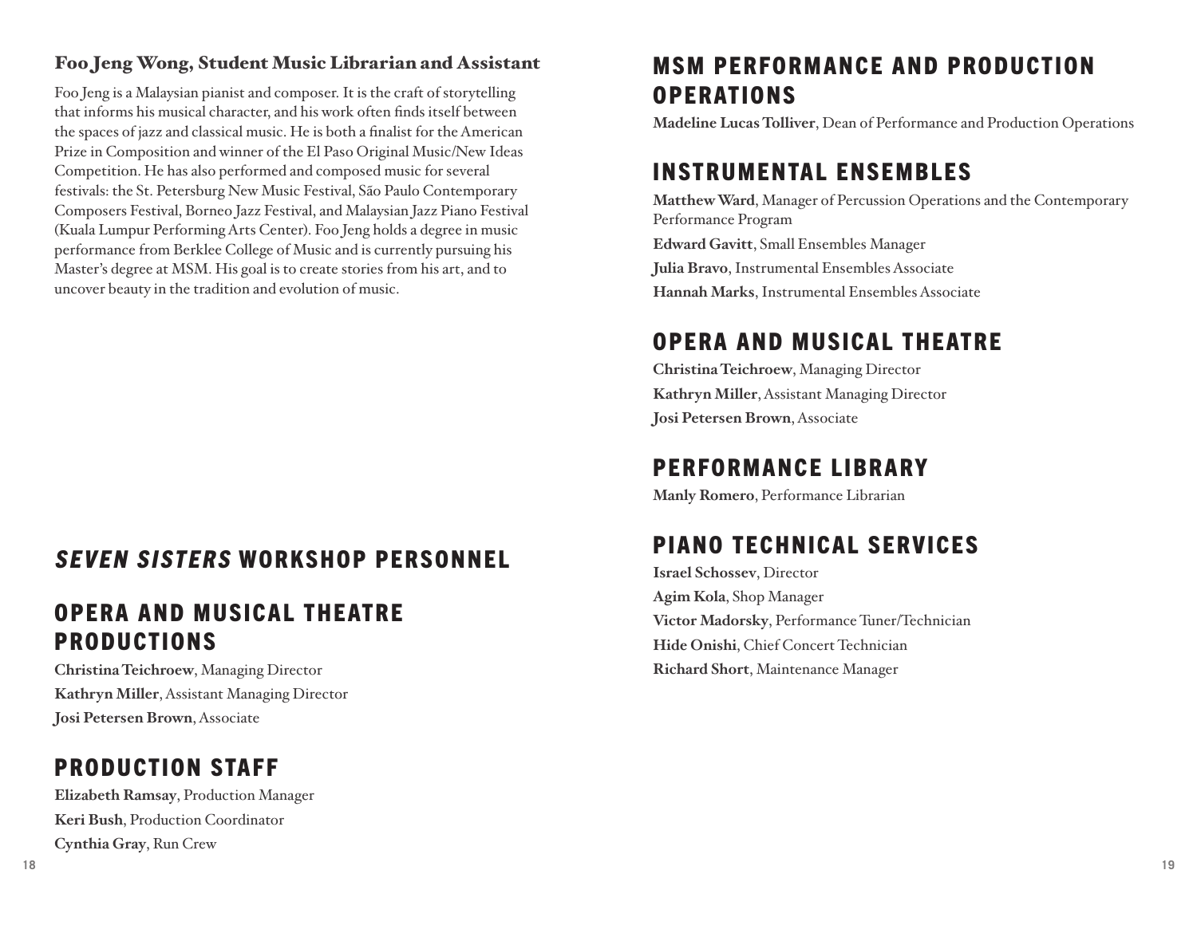### Foo Jeng Wong, Student Music Librarian and Assistant

Foo Jeng is a Malaysian pianist and composer. It is the craft of storytelling that informs his musical character, and his work often finds itself between the spaces of jazz and classical music. He is both a finalist for the American Prize in Composition and winner of the El Paso Original Music/New Ideas Competition. He has also performed and composed music for several festivals: the St. Petersburg New Music Festival, São Paulo Contemporary Composers Festival, Borneo Jazz Festival, and Malaysian Jazz Piano Festival (Kuala Lumpur Performing Arts Center). Foo Jeng holds a degree in music performance from Berklee College of Music and is currently pursuing his Master's degree at MSM. His goal is to create stories from his art, and to uncover beauty in the tradition and evolution of music.

# *SEVEN SISTERS* WORKSHOP PERSONNEL

## OPERA AND MUSICAL THEATRE PRODUCTIONS

**Christina Teichroew**, Managing Director
**Kathryn Miller**, Assistant Managing Director
**Josi Petersen Brown**, Associate

## PRODUCTION STAFF

**Elizabeth Ramsay**, Production Manager
**Keri Bush**, Production Coordinator
**Cynthia Gray**, Run Crew

## MSM PERFORMANCE AND PRODUCTION OPERATIONS

**Madeline Lucas Tolliver**, Dean of Performance and Production Operations

## INSTRUMENTAL ENSEMBLES

**Matthew Ward**, Manager of Percussion Operations and the Contemporary Performance Program
**Edward Gavitt**, Small Ensembles Manager
**Julia Bravo**, Instrumental Ensembles Associate
**Hannah Marks**, Instrumental Ensembles Associate

## OPERA AND MUSICAL THEATRE

**Christina Teichroew**, Managing Director
**Kathryn Miller**, Assistant Managing Director
**Josi Petersen Brown**, Associate

## PERFORMANCE LIBRARY

**Manly Romero**, Performance Librarian

## PIANO TECHNICAL SERVICES

**Israel Schossev**, Director
**Agim Kola**, Shop Manager
**Victor Madorsky**, Performance Tuner/Technician
**Hide Onishi**, Chief Concert Technician
**Richard Short**, Maintenance Manager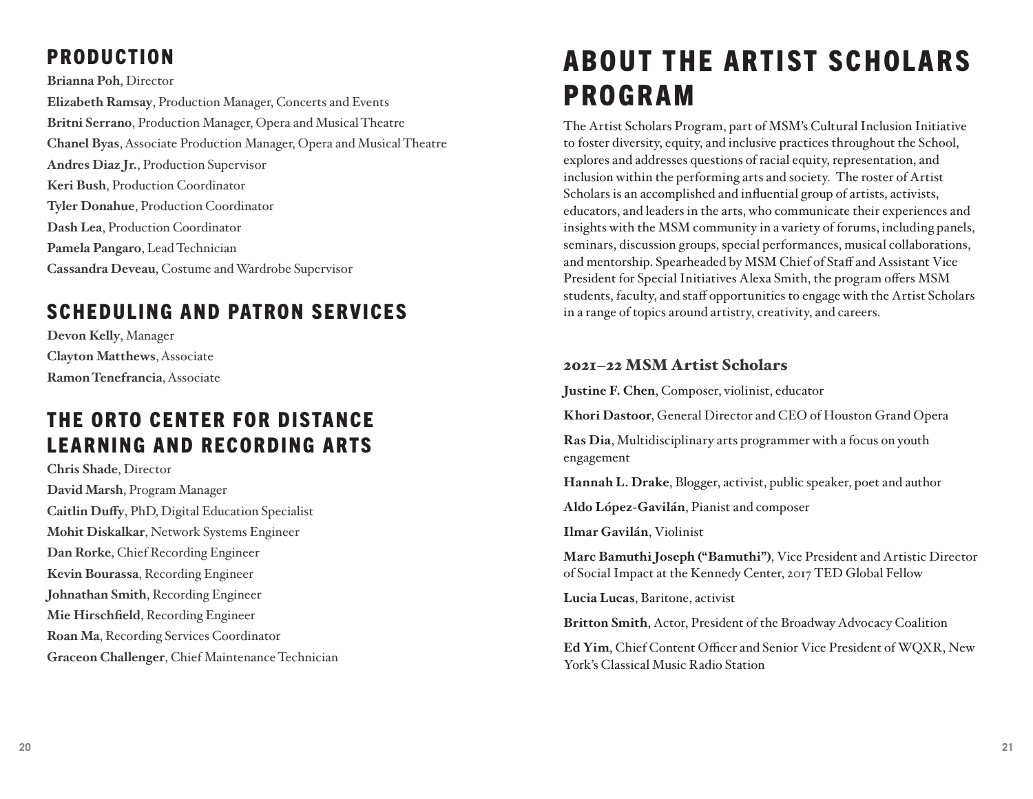## PRODUCTION

**Brianna Poh**, Director

**Elizabeth Ramsay**, Production Manager, Concerts and Events

**Britni Serrano**, Production Manager, Opera and Musical Theatre

**Chanel Byas**, Associate Production Manager, Opera and Musical Theatre

**Andres Diaz Jr.**, Production Supervisor

**Keri Bush**, Production Coordinator

**Tyler Donahue**, Production Coordinator

**Dash Lea**, Production Coordinator

**Pamela Pangaro**, Lead Technician

**Cassandra Deveau**, Costume and Wardrobe Supervisor

## SCHEDULING AND PATRON SERVICES

**Devon Kelly**, Manager

**Clayton Matthews**, Associate

**Ramon Tenefrancia**, Associate

## THE ORTO CENTER FOR DISTANCE LEARNING AND RECORDING ARTS

**Chris Shade**, Director

**David Marsh**, Program Manager

**Caitlin Duffy**, PhD, Digital Education Specialist

**Mohit Diskalkar**, Network Systems Engineer

**Dan Rorke**, Chief Recording Engineer

**Kevin Bourassa**, Recording Engineer

**Johnathan Smith**, Recording Engineer

**Mie Hirschfield**, Recording Engineer

**Roan Ma**, Recording Services Coordinator

**Graceon Challenger**, Chief Maintenance Technician

# ABOUT THE ARTIST SCHOLARS PROGRAM

The Artist Scholars Program, part of MSM's Cultural Inclusion Initiative to foster diversity, equity, and inclusive practices throughout the School, explores and addresses questions of racial equity, representation, and inclusion within the performing arts and society. The roster of Artist Scholars is an accomplished and influential group of artists, activists, educators, and leaders in the arts, who communicate their experiences and insights with the MSM community in a variety of forums, including panels, seminars, discussion groups, special performances, musical collaborations, and mentorship. Spearheaded by MSM Chief of Staff and Assistant Vice President for Special Initiatives Alexa Smith, the program offers MSM students, faculty, and staff opportunities to engage with the Artist Scholars in a range of topics around artistry, creativity, and careers.

### 2021–22 MSM Artist Scholars

**Justine F. Chen**, Composer, violinist, educator

**Khori Dastoor**, General Director and CEO of Houston Grand Opera

**Ras Dia**, Multidisciplinary arts programmer with a focus on youth engagement

**Hannah L. Drake**, Blogger, activist, public speaker, poet and author

**Aldo López-Gavilán**, Pianist and composer

**Ilmar Gavilán**, Violinist

**Marc Bamuthi Joseph ("Bamuthi")**, Vice President and Artistic Director of Social Impact at the Kennedy Center, 2017 TED Global Fellow

**Lucia Lucas**, Baritone, activist

**Britton Smith**, Actor, President of the Broadway Advocacy Coalition

**Ed Yim**, Chief Content Officer and Senior Vice President of WQXR, New York's Classical Music Radio Station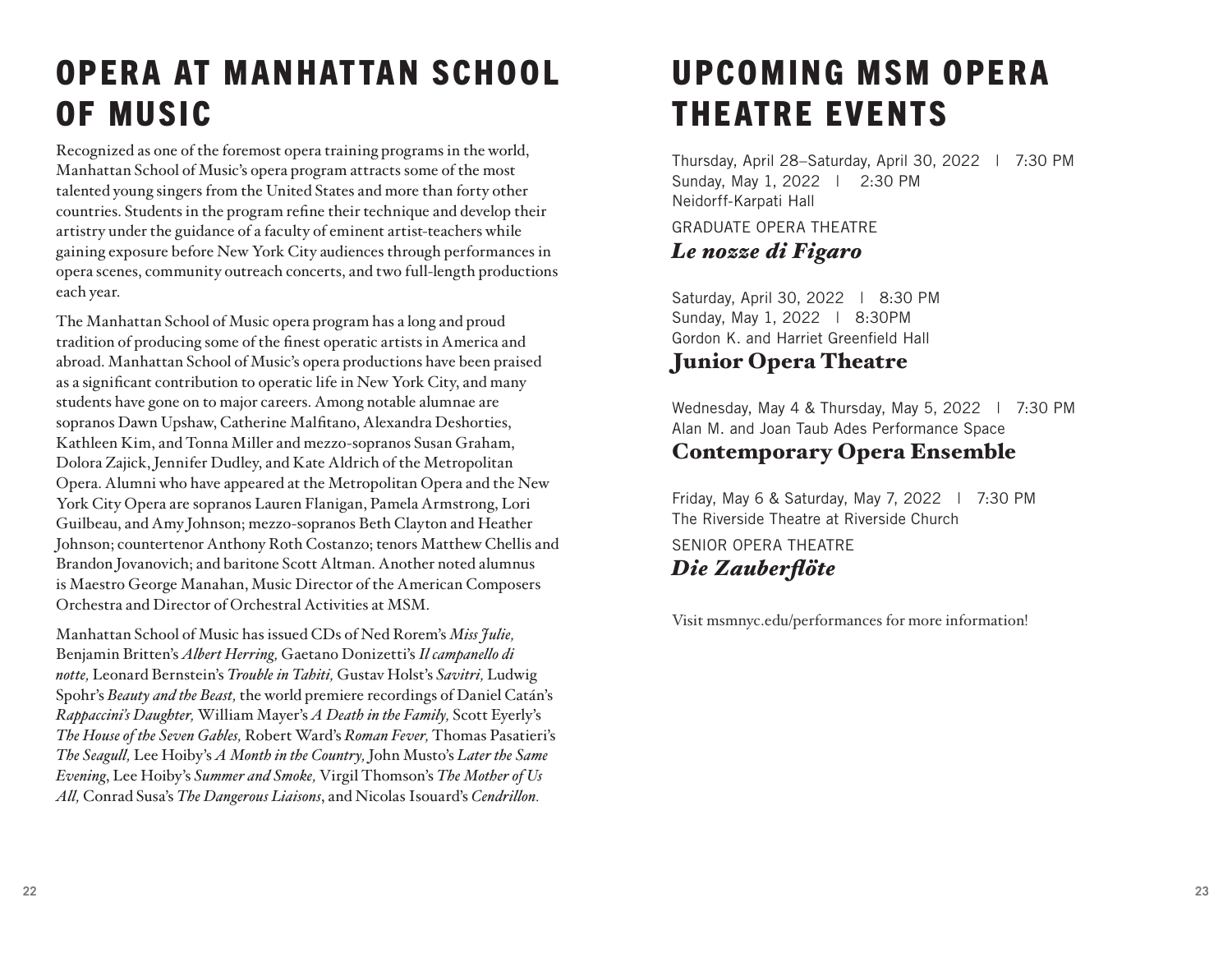# OPERA AT MANHATTAN SCHOOL OF MUSIC

Recognized as one of the foremost opera training programs in the world, Manhattan School of Music's opera program attracts some of the most talented young singers from the United States and more than forty other countries. Students in the program refine their technique and develop their artistry under the guidance of a faculty of eminent artist-teachers while gaining exposure before New York City audiences through performances in opera scenes, community outreach concerts, and two full-length productions each year.

The Manhattan School of Music opera program has a long and proud tradition of producing some of the finest operatic artists in America and abroad. Manhattan School of Music's opera productions have been praised as a significant contribution to operatic life in New York City, and many students have gone on to major careers. Among notable alumnae are sopranos Dawn Upshaw, Catherine Malfitano, Alexandra Deshorties, Kathleen Kim, and Tonna Miller and mezzo-sopranos Susan Graham, Dolora Zajick, Jennifer Dudley, and Kate Aldrich of the Metropolitan Opera. Alumni who have appeared at the Metropolitan Opera and the New York City Opera are sopranos Lauren Flanigan, Pamela Armstrong, Lori Guilbeau, and Amy Johnson; mezzo-sopranos Beth Clayton and Heather Johnson; countertenor Anthony Roth Costanzo; tenors Matthew Chellis and Brandon Jovanovich; and baritone Scott Altman. Another noted alumnus is Maestro George Manahan, Music Director of the American Composers Orchestra and Director of Orchestral Activities at MSM.

Manhattan School of Music has issued CDs of Ned Rorem's *Miss Julie,* Benjamin Britten's *Albert Herring,* Gaetano Donizetti's *Il campanello di notte,* Leonard Bernstein's *Trouble in Tahiti,* Gustav Holst's *Savitri,* Ludwig Spohr's *Beauty and the Beast,* the world premiere recordings of Daniel Catán's *Rappaccini's Daughter,* William Mayer's *A Death in the Family,* Scott Eyerly's *The House of the Seven Gables,* Robert Ward's *Roman Fever,* Thomas Pasatieri's *The Seagull,* Lee Hoiby's *A Month in the Country,* John Musto's *Later the Same Evening*, Lee Hoiby's *Summer and Smoke,* Virgil Thomson's *The Mother of Us All,* Conrad Susa's *The Dangerous Liaisons*, and Nicolas Isouard's *Cendrillon*.

# UPCOMING MSM OPERA THEATRE EVENTS

Thursday, April 28–Saturday, April 30, 2022 | 7:30 PM
Sunday, May 1, 2022 | 2:30 PM
Neidorff-Karpati Hall

GRADUATE OPERA THEATRE
***Le nozze di Figaro***

Saturday, April 30, 2022 | 8:30 PM
Sunday, May 1, 2022 | 8:30PM
Gordon K. and Harriet Greenfield Hall
**Junior Opera Theatre**

Wednesday, May 4 & Thursday, May 5, 2022 | 7:30 PM
Alan M. and Joan Taub Ades Performance Space
**Contemporary Opera Ensemble**

Friday, May 6 & Saturday, May 7, 2022 | 7:30 PM
The Riverside Theatre at Riverside Church

SENIOR OPERA THEATRE
***Die Zauberflöte***

Visit msmnyc.edu/performances for more information!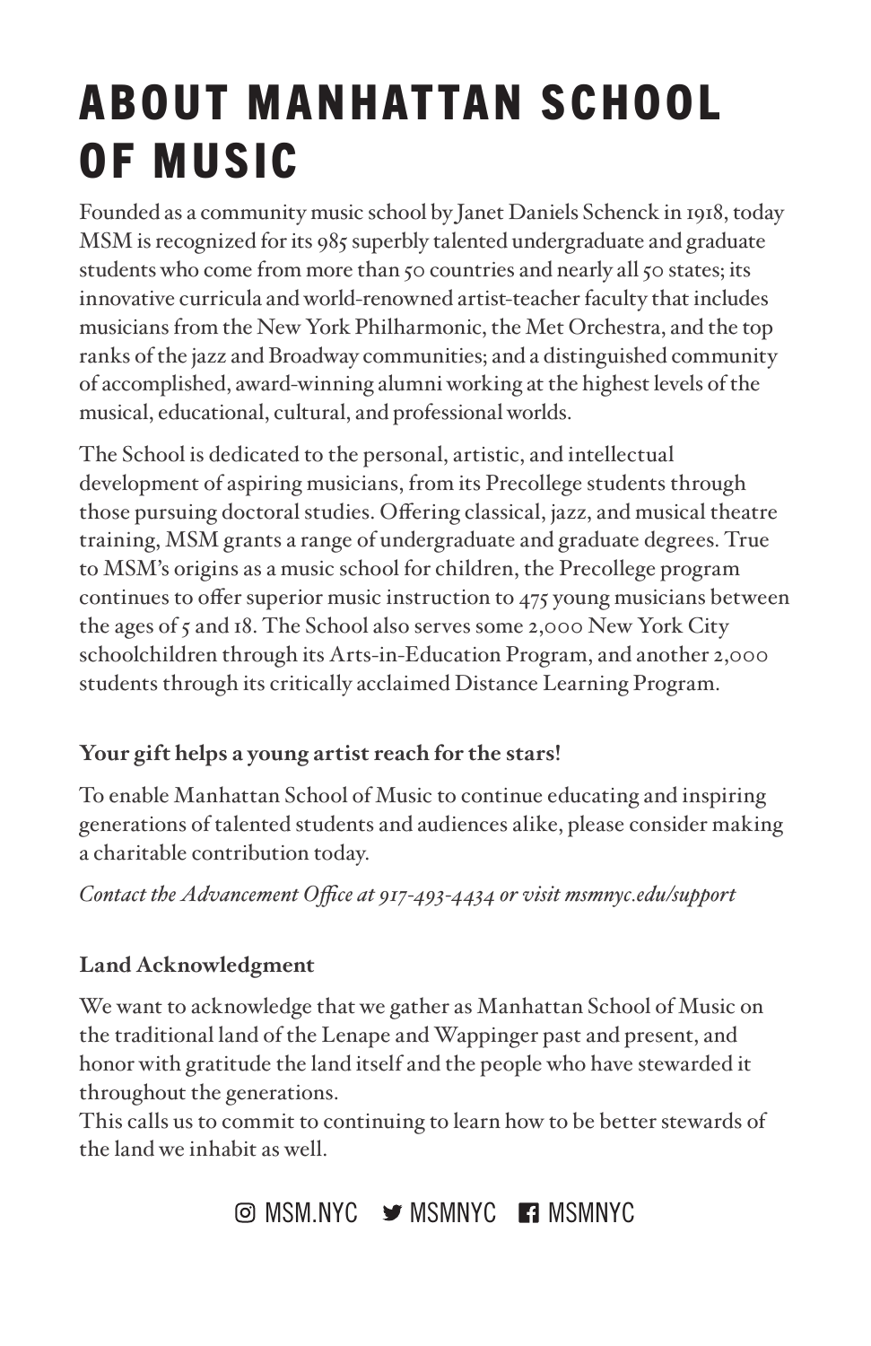# ABOUT MANHATTAN SCHOOL OF MUSIC

Founded as a community music school by Janet Daniels Schenck in 1918, today MSM is recognized for its 985 superbly talented undergraduate and graduate students who come from more than 50 countries and nearly all 50 states; its innovative curricula and world-renowned artist-teacher faculty that includes musicians from the New York Philharmonic, the Met Orchestra, and the top ranks of the jazz and Broadway communities; and a distinguished community of accomplished, award-winning alumni working at the highest levels of the musical, educational, cultural, and professional worlds.

The School is dedicated to the personal, artistic, and intellectual development of aspiring musicians, from its Precollege students through those pursuing doctoral studies. Offering classical, jazz, and musical theatre training, MSM grants a range of undergraduate and graduate degrees. True to MSM's origins as a music school for children, the Precollege program continues to offer superior music instruction to 475 young musicians between the ages of 5 and 18. The School also serves some 2,000 New York City schoolchildren through its Arts-in-Education Program, and another 2,000 students through its critically acclaimed Distance Learning Program.

**Your gift helps a young artist reach for the stars!**

To enable Manhattan School of Music to continue educating and inspiring generations of talented students and audiences alike, please consider making a charitable contribution today.

*Contact the Advancement Office at 917-493-4434 or visit msmnyc.edu/support*

**Land Acknowledgment**

We want to acknowledge that we gather as Manhattan School of Music on the traditional land of the Lenape and Wappinger past and present, and honor with gratitude the land itself and the people who have stewarded it throughout the generations.
This calls us to commit to continuing to learn how to be better stewards of the land we inhabit as well.

MSM.NYC MSMNYC MSMNYC